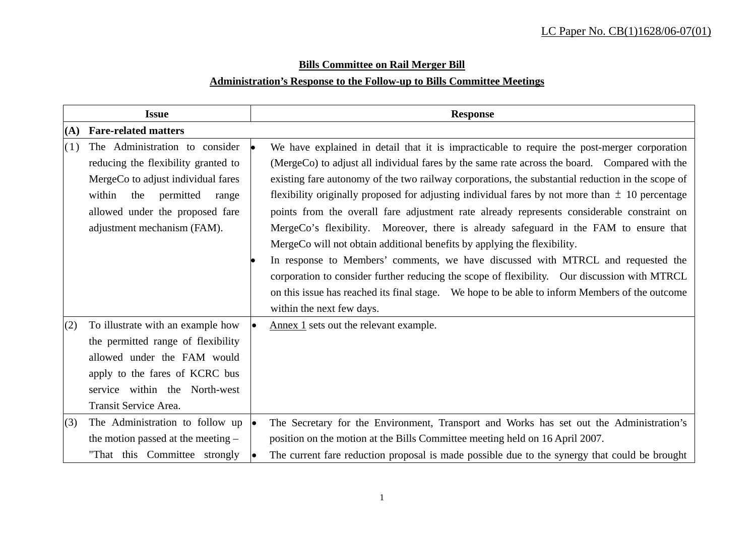LC Paper No. CB(1)1628/06-07(01)

**Bills Committee on Rail Merger Bill**

**Administration's Response to the Follow-up to Bills Committee Meetings**

| Issue | Response |
| --- | --- |
| **(A) Fare-related matters** | |
| (1) The Administration to consider reducing the flexibility granted to MergeCo to adjust individual fares within the permitted range allowed under the proposed fare adjustment mechanism (FAM). | • We have explained in detail that it is impracticable to require the post-merger corporation (MergeCo) to adjust all individual fares by the same rate across the board. Compared with the existing fare autonomy of the two railway corporations, the substantial reduction in the scope of flexibility originally proposed for adjusting individual fares by not more than ± 10 percentage points from the overall fare adjustment rate already represents considerable constraint on MergeCo's flexibility. Moreover, there is already safeguard in the FAM to ensure that MergeCo will not obtain additional benefits by applying the flexibility.<br>• In response to Members' comments, we have discussed with MTRCL and requested the corporation to consider further reducing the scope of flexibility. Our discussion with MTRCL on this issue has reached its final stage. We hope to be able to inform Members of the outcome within the next few days. |
| (2) To illustrate with an example how the permitted range of flexibility allowed under the FAM would apply to the fares of KCRC bus service within the North-west Transit Service Area. | • Annex 1 sets out the relevant example. |
| (3) The Administration to follow up the motion passed at the meeting – "That this Committee strongly | • The Secretary for the Environment, Transport and Works has set out the Administration's position on the motion at the Bills Committee meeting held on 16 April 2007.<br>• The current fare reduction proposal is made possible due to the synergy that could be brought |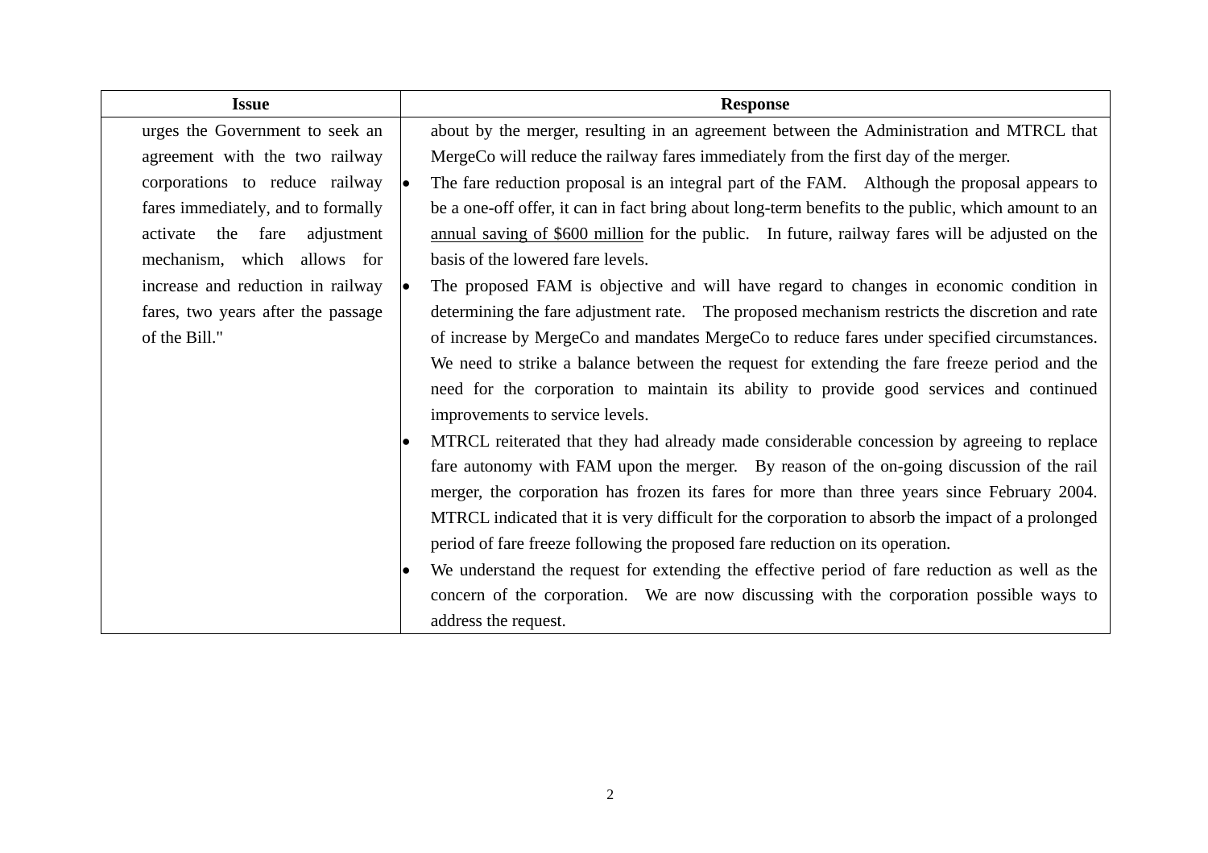| Issue | Response |
|---|---|
| urges the Government to seek an agreement with the two railway corporations to reduce railway fares immediately, and to formally activate the fare adjustment mechanism, which allows for increase and reduction in railway fares, two years after the passage of the Bill." | about by the merger, resulting in an agreement between the Administration and MTRCL that MergeCo will reduce the railway fares immediately from the first day of the merger.<br>• The fare reduction proposal is an integral part of the FAM. Although the proposal appears to be a one-off offer, it can in fact bring about long-term benefits to the public, which amount to an <u>annual saving of $600 million</u> for the public. In future, railway fares will be adjusted on the basis of the lowered fare levels.<br>• The proposed FAM is objective and will have regard to changes in economic condition in determining the fare adjustment rate. The proposed mechanism restricts the discretion and rate of increase by MergeCo and mandates MergeCo to reduce fares under specified circumstances. We need to strike a balance between the request for extending the fare freeze period and the need for the corporation to maintain its ability to provide good services and continued improvements to service levels.<br>• MTRCL reiterated that they had already made considerable concession by agreeing to replace fare autonomy with FAM upon the merger. By reason of the on-going discussion of the rail merger, the corporation has frozen its fares for more than three years since February 2004. MTRCL indicated that it is very difficult for the corporation to absorb the impact of a prolonged period of fare freeze following the proposed fare reduction on its operation.<br>• We understand the request for extending the effective period of fare reduction as well as the concern of the corporation. We are now discussing with the corporation possible ways to address the request. |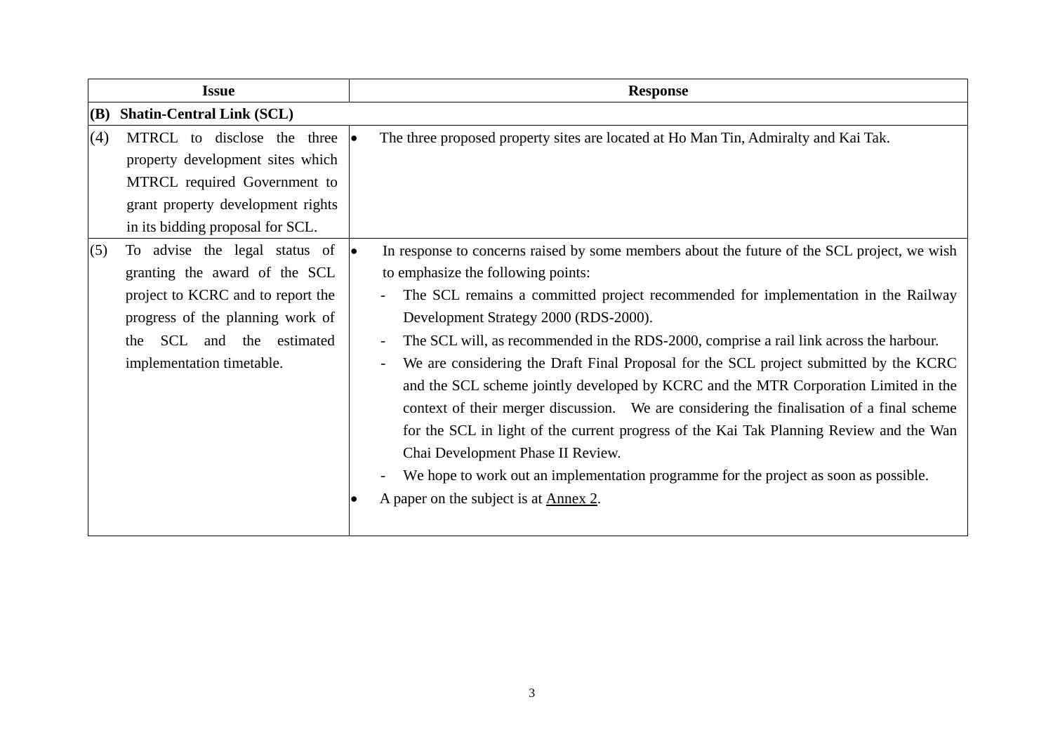| Issue | Response |
|---|---|
| **(B) Shatin-Central Link (SCL)** | |
| (4) MTRCL to disclose the three property development sites which MTRCL required Government to grant property development rights in its bidding proposal for SCL. | • The three proposed property sites are located at Ho Man Tin, Admiralty and Kai Tak. |
| (5) To advise the legal status of granting the award of the SCL project to KCRC and to report the progress of the planning work of the SCL and the estimated implementation timetable. | • In response to concerns raised by some members about the future of the SCL project, we wish to emphasize the following points:<br>- The SCL remains a committed project recommended for implementation in the Railway Development Strategy 2000 (RDS-2000).<br>- The SCL will, as recommended in the RDS-2000, comprise a rail link across the harbour.<br>- We are considering the Draft Final Proposal for the SCL project submitted by the KCRC and the SCL scheme jointly developed by KCRC and the MTR Corporation Limited in the context of their merger discussion. We are considering the finalisation of a final scheme for the SCL in light of the current progress of the Kai Tak Planning Review and the Wan Chai Development Phase II Review.<br>- We hope to work out an implementation programme for the project as soon as possible.<br>• A paper on the subject is at Annex 2. |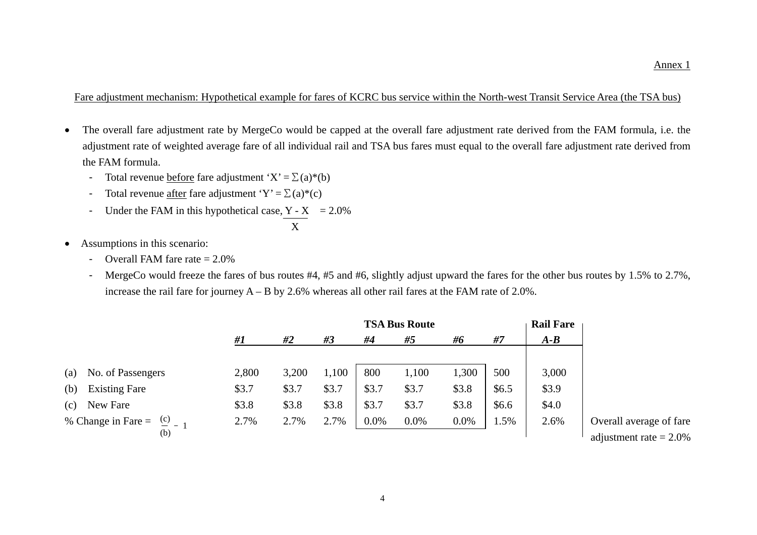Annex 1

Fare adjustment mechanism: Hypothetical example for fares of KCRC bus service within the North-west Transit Service Area (the TSA bus)

- The overall fare adjustment rate by MergeCo would be capped at the overall fare adjustment rate derived from the FAM formula, i.e. the adjustment rate of weighted average fare of all individual rail and TSA bus fares must equal to the overall fare adjustment rate derived from the FAM formula.
  - Total revenue before fare adjustment 'X' = $\Sigma$(a)*(b)
  - Total revenue after fare adjustment 'Y' = $\Sigma$(a)*(c)
  - Under the FAM in this hypothetical case, $\frac{Y - X}{X} = 2.0\%$
- Assumptions in this scenario:
  - Overall FAM fare rate = 2.0%
  - MergeCo would freeze the fares of bus routes #4, #5 and #6, slightly adjust upward the fares for the other bus routes by 1.5% to 2.7%, increase the rail fare for journey A – B by 2.6% whereas all other rail fares at the FAM rate of 2.0%.

| | TSA Bus Route | | | | | | | Rail Fare | |
|---|---|---|---|---|---|---|---|---|---|
| | ***#1*** | ***#2*** | ***#3*** | ***#4*** | ***#5*** | ***#6*** | ***#7*** | ***A-B*** | |
| (a) No. of Passengers | 2,800 | 3,200 | 1,100 | 800 | 1,100 | 1,300 | 500 | 3,000 | |
| (b) Existing Fare | $3.7 | $3.7 | $3.7 | $3.7 | $3.7 | $3.8 | $6.5 | $3.9 | |
| (c) New Fare | $3.8 | $3.8 | $3.8 | $3.7 | $3.7 | $3.8 | $6.6 | $4.0 | |
| % Change in Fare = $\frac{(c)}{(b)} - 1$ | 2.7% | 2.7% | 2.7% | 0.0% | 0.0% | 0.0% | 1.5% | 2.6% | Overall average of fare adjustment rate = 2.0% |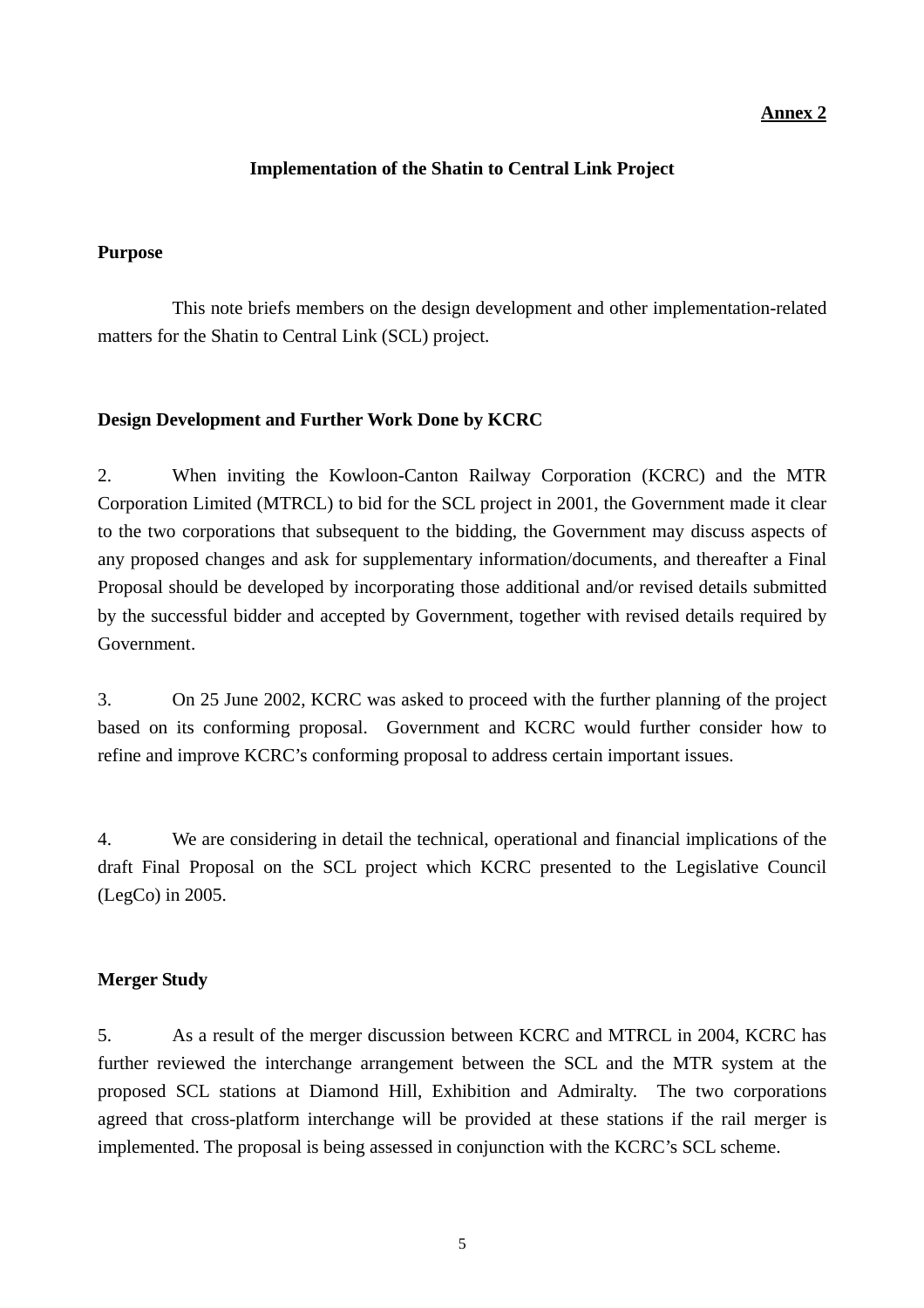**Annex 2**

**Implementation of the Shatin to Central Link Project**

**Purpose**

This note briefs members on the design development and other implementation-related matters for the Shatin to Central Link (SCL) project.

**Design Development and Further Work Done by KCRC**

2. When inviting the Kowloon-Canton Railway Corporation (KCRC) and the MTR Corporation Limited (MTRCL) to bid for the SCL project in 2001, the Government made it clear to the two corporations that subsequent to the bidding, the Government may discuss aspects of any proposed changes and ask for supplementary information/documents, and thereafter a Final Proposal should be developed by incorporating those additional and/or revised details submitted by the successful bidder and accepted by Government, together with revised details required by Government.

3. On 25 June 2002, KCRC was asked to proceed with the further planning of the project based on its conforming proposal. Government and KCRC would further consider how to refine and improve KCRC's conforming proposal to address certain important issues.

4. We are considering in detail the technical, operational and financial implications of the draft Final Proposal on the SCL project which KCRC presented to the Legislative Council (LegCo) in 2005.

**Merger Study**

5. As a result of the merger discussion between KCRC and MTRCL in 2004, KCRC has further reviewed the interchange arrangement between the SCL and the MTR system at the proposed SCL stations at Diamond Hill, Exhibition and Admiralty. The two corporations agreed that cross-platform interchange will be provided at these stations if the rail merger is implemented. The proposal is being assessed in conjunction with the KCRC's SCL scheme.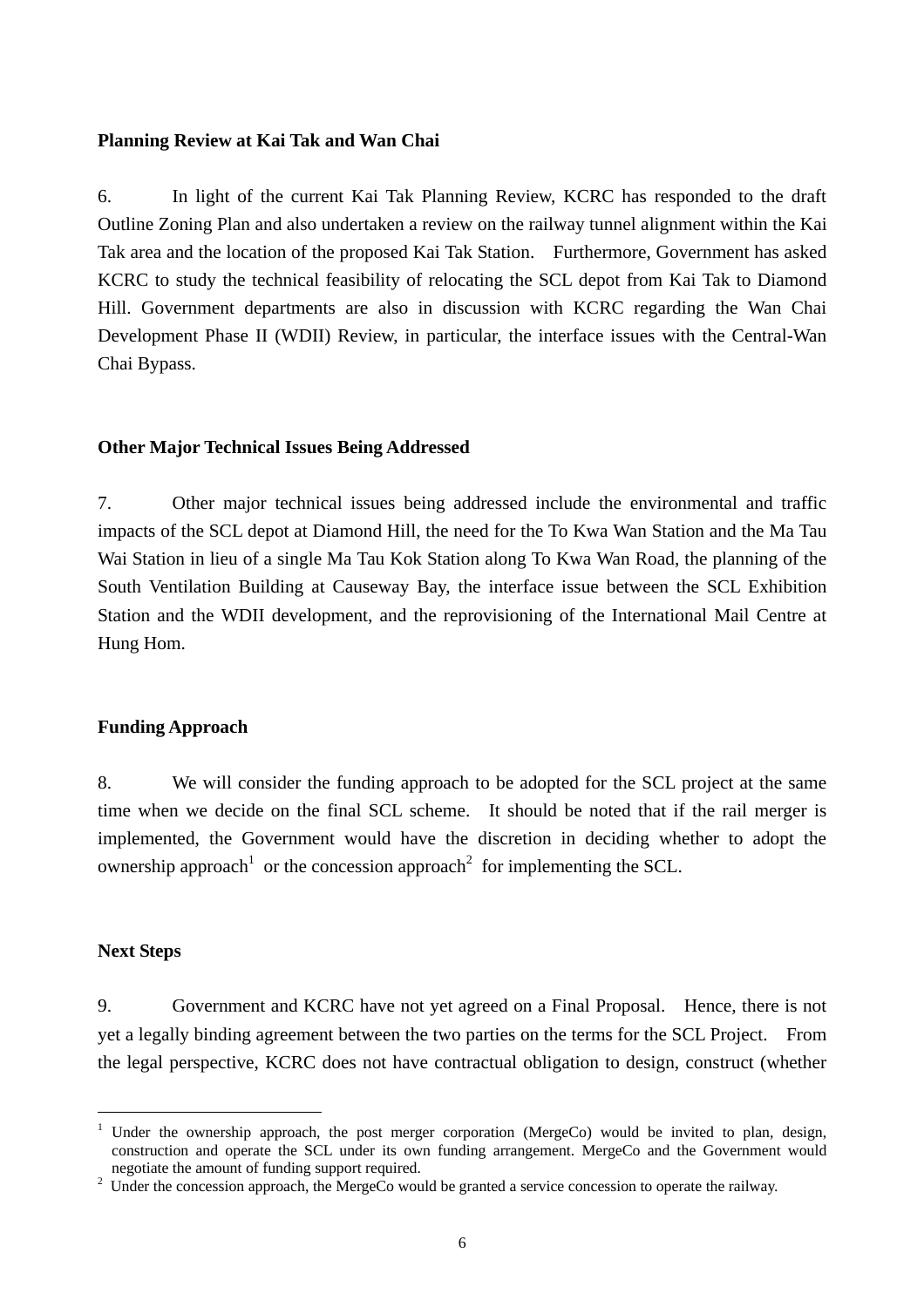**Planning Review at Kai Tak and Wan Chai**

6. In light of the current Kai Tak Planning Review, KCRC has responded to the draft Outline Zoning Plan and also undertaken a review on the railway tunnel alignment within the Kai Tak area and the location of the proposed Kai Tak Station. Furthermore, Government has asked KCRC to study the technical feasibility of relocating the SCL depot from Kai Tak to Diamond Hill. Government departments are also in discussion with KCRC regarding the Wan Chai Development Phase II (WDII) Review, in particular, the interface issues with the Central-Wan Chai Bypass.

**Other Major Technical Issues Being Addressed**

7. Other major technical issues being addressed include the environmental and traffic impacts of the SCL depot at Diamond Hill, the need for the To Kwa Wan Station and the Ma Tau Wai Station in lieu of a single Ma Tau Kok Station along To Kwa Wan Road, the planning of the South Ventilation Building at Causeway Bay, the interface issue between the SCL Exhibition Station and the WDII development, and the reprovisioning of the International Mail Centre at Hung Hom.

**Funding Approach**

8. We will consider the funding approach to be adopted for the SCL project at the same time when we decide on the final SCL scheme. It should be noted that if the rail merger is implemented, the Government would have the discretion in deciding whether to adopt the ownership approach[1] or the concession approach[2] for implementing the SCL.

**Next Steps**

9. Government and KCRC have not yet agreed on a Final Proposal. Hence, there is not yet a legally binding agreement between the two parties on the terms for the SCL Project. From the legal perspective, KCRC does not have contractual obligation to design, construct (whether

---

[1] Under the ownership approach, the post merger corporation (MergeCo) would be invited to plan, design, construction and operate the SCL under its own funding arrangement. MergeCo and the Government would negotiate the amount of funding support required.

[2] Under the concession approach, the MergeCo would be granted a service concession to operate the railway.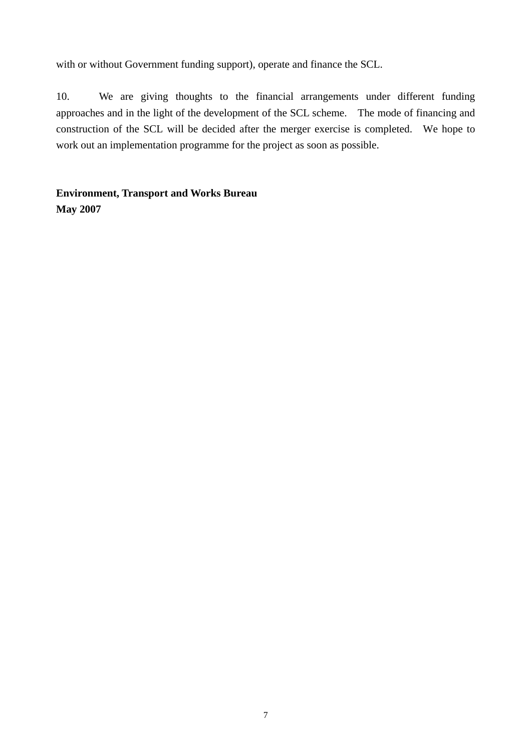with or without Government funding support), operate and finance the SCL.

10. We are giving thoughts to the financial arrangements under different funding approaches and in the light of the development of the SCL scheme. The mode of financing and construction of the SCL will be decided after the merger exercise is completed. We hope to work out an implementation programme for the project as soon as possible.

**Environment, Transport and Works Bureau**
**May 2007**